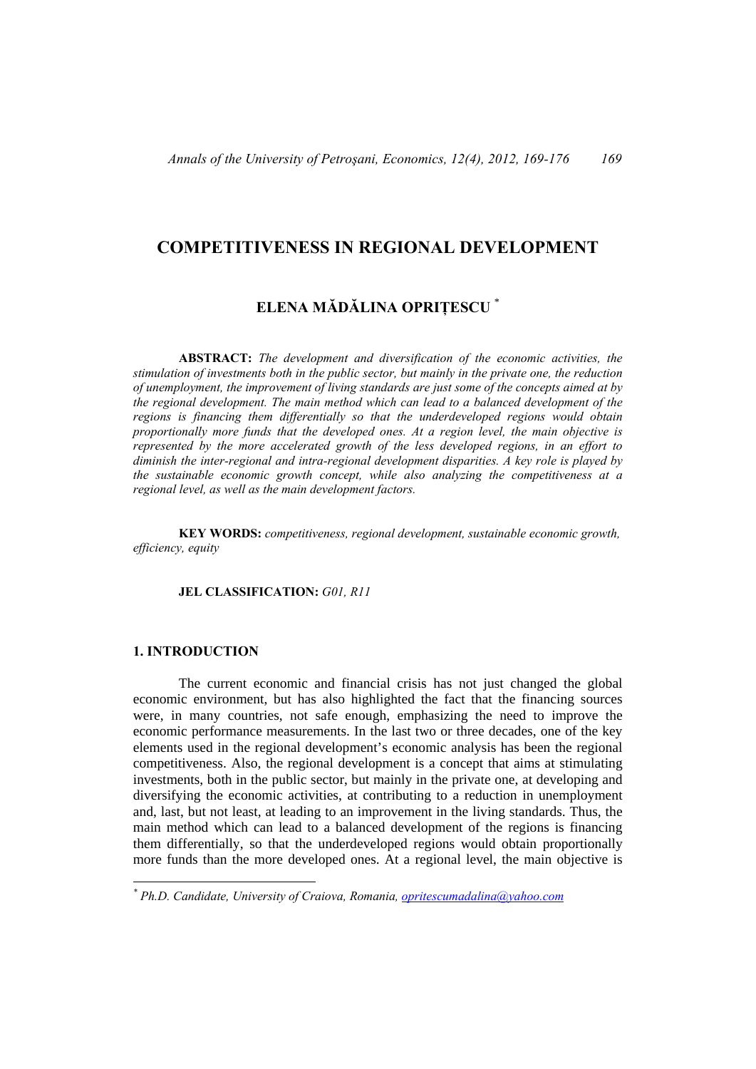# COMPETITIVENESS IN REGIONAL DEVELOPMENT

## ELENA MĂDĂLINA OPRIȚESCU [*]

**ABSTRACT:** *The development and diversification of the economic activities, the stimulation of investments both in the public sector, but mainly in the private one, the reduction of unemployment, the improvement of living standards are just some of the concepts aimed at by the regional development. The main method which can lead to a balanced development of the regions is financing them differentially so that the underdeveloped regions would obtain proportionally more funds that the developed ones. At a region level, the main objective is represented by the more accelerated growth of the less developed regions, in an effort to diminish the inter-regional and intra-regional development disparities. A key role is played by the sustainable economic growth concept, while also analyzing the competitiveness at a regional level, as well as the main development factors.*

**KEY WORDS:** *competitiveness, regional development, sustainable economic growth, efficiency, equity*

**JEL CLASSIFICATION:** *G01, R11*

## 1. INTRODUCTION

The current economic and financial crisis has not just changed the global economic environment, but has also highlighted the fact that the financing sources were, in many countries, not safe enough, emphasizing the need to improve the economic performance measurements. In the last two or three decades, one of the key elements used in the regional development's economic analysis has been the regional competitiveness. Also, the regional development is a concept that aims at stimulating investments, both in the public sector, but mainly in the private one, at developing and diversifying the economic activities, at contributing to a reduction in unemployment and, last, but not least, at leading to an improvement in the living standards. Thus, the main method which can lead to a balanced development of the regions is financing them differentially, so that the underdeveloped regions would obtain proportionally more funds than the more developed ones. At a regional level, the main objective is

---

[*] *Ph.D. Candidate, University of Craiova, Romania, opritescumadalina@yahoo.com*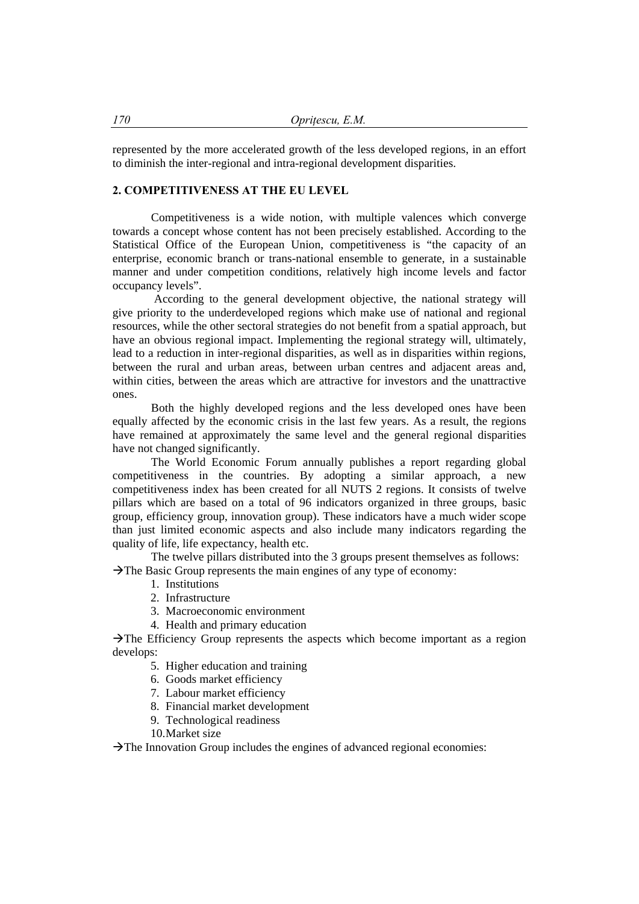represented by the more accelerated growth of the less developed regions, in an effort to diminish the inter-regional and intra-regional development disparities.

## 2. COMPETITIVENESS AT THE EU LEVEL

Competitiveness is a wide notion, with multiple valences which converge towards a concept whose content has not been precisely established. According to the Statistical Office of the European Union, competitiveness is "the capacity of an enterprise, economic branch or trans-national ensemble to generate, in a sustainable manner and under competition conditions, relatively high income levels and factor occupancy levels".

According to the general development objective, the national strategy will give priority to the underdeveloped regions which make use of national and regional resources, while the other sectoral strategies do not benefit from a spatial approach, but have an obvious regional impact. Implementing the regional strategy will, ultimately, lead to a reduction in inter-regional disparities, as well as in disparities within regions, between the rural and urban areas, between urban centres and adjacent areas and, within cities, between the areas which are attractive for investors and the unattractive ones.

Both the highly developed regions and the less developed ones have been equally affected by the economic crisis in the last few years. As a result, the regions have remained at approximately the same level and the general regional disparities have not changed significantly.

The World Economic Forum annually publishes a report regarding global competitiveness in the countries. By adopting a similar approach, a new competitiveness index has been created for all NUTS 2 regions. It consists of twelve pillars which are based on a total of 96 indicators organized in three groups, basic group, efficiency group, innovation group). These indicators have a much wider scope than just limited economic aspects and also include many indicators regarding the quality of life, life expectancy, health etc.

The twelve pillars distributed into the 3 groups present themselves as follows:

→The Basic Group represents the main engines of any type of economy:

1. Institutions
2. Infrastructure
3. Macroeconomic environment
4. Health and primary education

→The Efficiency Group represents the aspects which become important as a region develops:

5. Higher education and training
6. Goods market efficiency
7. Labour market efficiency
8. Financial market development
9. Technological readiness
10. Market size

→The Innovation Group includes the engines of advanced regional economies: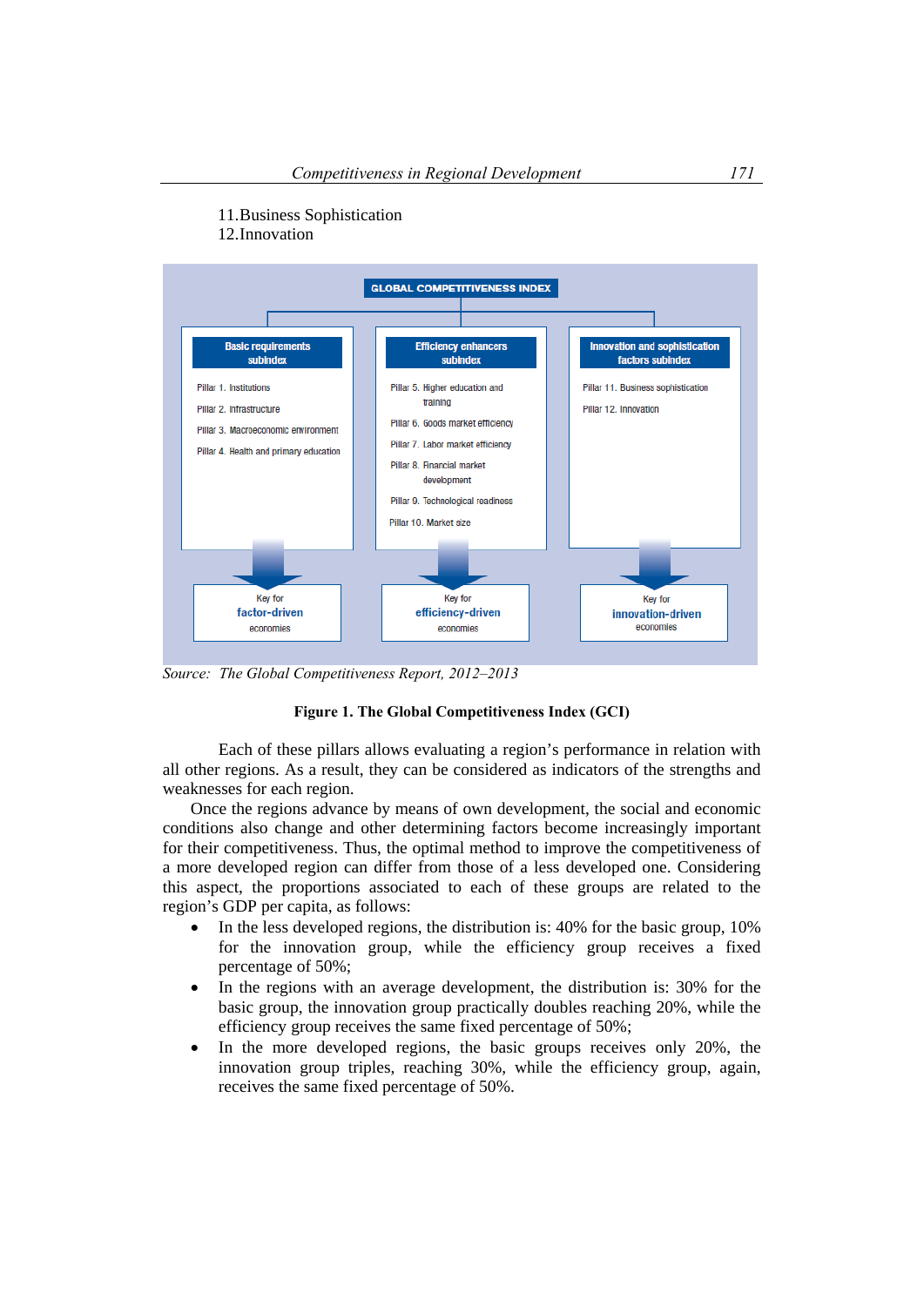11. Business Sophistication
12. Innovation

**GLOBAL COMPETITIVENESS INDEX**

| Basic requirements subindex | Efficiency enhancers subindex | Innovation and sophistication factors subindex |
|---|---|---|
| Pillar 1. Institutions | Pillar 5. Higher education and training | Pillar 11. Business sophistication |
| Pillar 2. Infrastructure | Pillar 6. Goods market efficiency | Pillar 12. Innovation |
| Pillar 3. Macroeconomic environment | Pillar 7. Labor market efficiency | |
| Pillar 4. Health and primary education | Pillar 8. Financial market development | |
| | Pillar 9. Technological readiness | |
| | Pillar 10. Market size | |
| Key for **factor-driven** economies | Key for **efficiency-driven** economies | Key for **innovation-driven** economies |

*Source: The Global Competitiveness Report, 2012–2013*

**Figure 1. The Global Competitiveness Index (GCI)**

Each of these pillars allows evaluating a region's performance in relation with all other regions. As a result, they can be considered as indicators of the strengths and weaknesses for each region.

Once the regions advance by means of own development, the social and economic conditions also change and other determining factors become increasingly important for their competitiveness. Thus, the optimal method to improve the competitiveness of a more developed region can differ from those of a less developed one. Considering this aspect, the proportions associated to each of these groups are related to the region's GDP per capita, as follows:

- In the less developed regions, the distribution is: 40% for the basic group, 10% for the innovation group, while the efficiency group receives a fixed percentage of 50%;
- In the regions with an average development, the distribution is: 30% for the basic group, the innovation group practically doubles reaching 20%, while the efficiency group receives the same fixed percentage of 50%;
- In the more developed regions, the basic groups receives only 20%, the innovation group triples, reaching 30%, while the efficiency group, again, receives the same fixed percentage of 50%.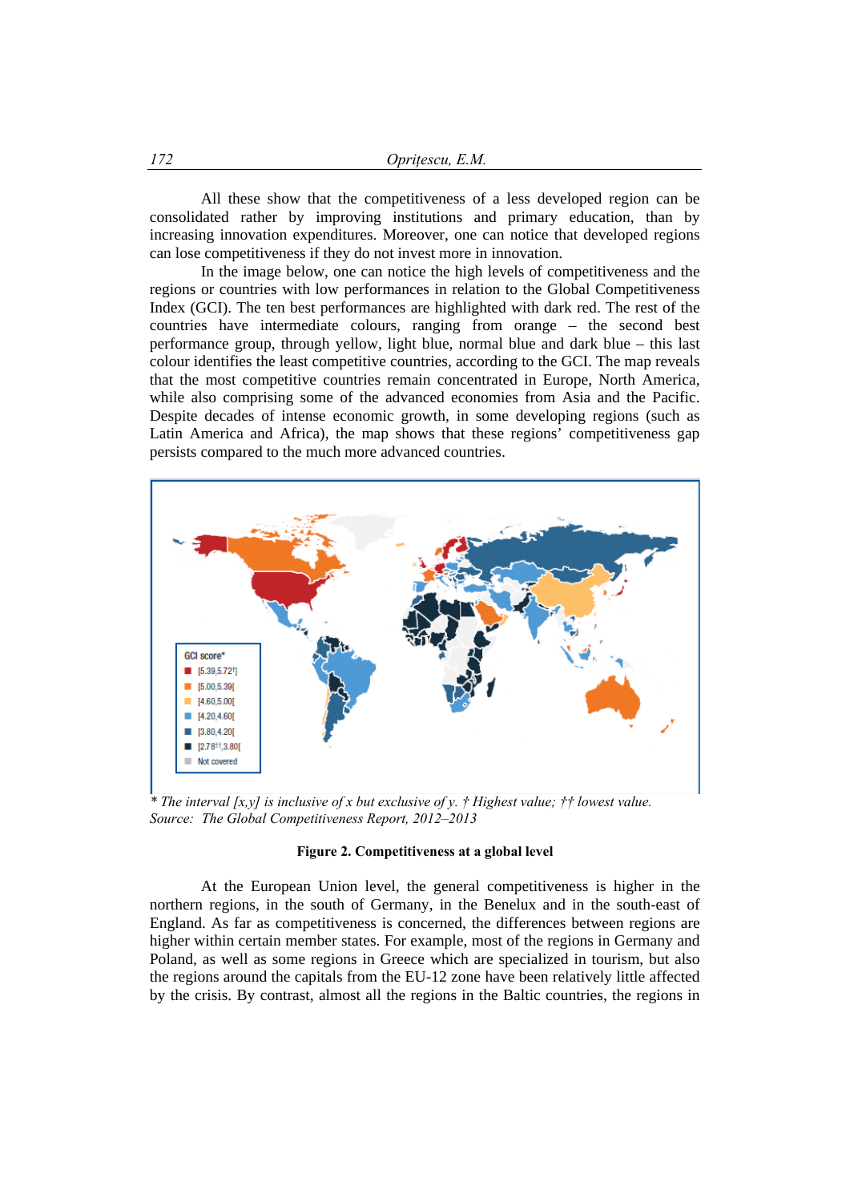All these show that the competitiveness of a less developed region can be consolidated rather by improving institutions and primary education, than by increasing innovation expenditures. Moreover, one can notice that developed regions can lose competitiveness if they do not invest more in innovation.

In the image below, one can notice the high levels of competitiveness and the regions or countries with low performances in relation to the Global Competitiveness Index (GCI). The ten best performances are highlighted with dark red. The rest of the countries have intermediate colours, ranging from orange – the second best performance group, through yellow, light blue, normal blue and dark blue – this last colour identifies the least competitive countries, according to the GCI. The map reveals that the most competitive countries remain concentrated in Europe, North America, while also comprising some of the advanced economies from Asia and the Pacific. Despite decades of intense economic growth, in some developing regions (such as Latin America and Africa), the map shows that these regions' competitiveness gap persists compared to the much more advanced countries.

GCI score*
- [5.39,5.72†]
- [5.00,5.39[
- [4.60,5.00[
- [4.20,4.60[
- [3.80,4.20[
- [2.78††,3.80[
- Not covered

*\* The interval [x,y] is inclusive of x but exclusive of y. † Highest value; †† lowest value.*
*Source: The Global Competitiveness Report, 2012–2013*

**Figure 2. Competitiveness at a global level**

At the European Union level, the general competitiveness is higher in the northern regions, in the south of Germany, in the Benelux and in the south-east of England. As far as competitiveness is concerned, the differences between regions are higher within certain member states. For example, most of the regions in Germany and Poland, as well as some regions in Greece which are specialized in tourism, but also the regions around the capitals from the EU-12 zone have been relatively little affected by the crisis. By contrast, almost all the regions in the Baltic countries, the regions in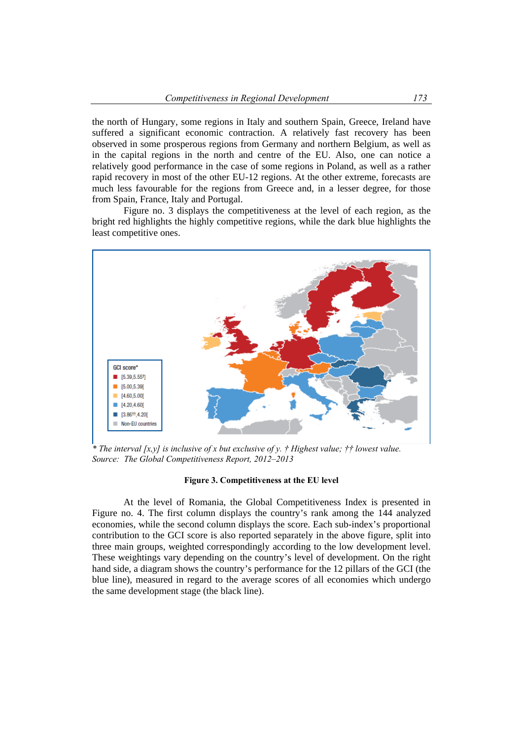the north of Hungary, some regions in Italy and southern Spain, Greece, Ireland have suffered a significant economic contraction. A relatively fast recovery has been observed in some prosperous regions from Germany and northern Belgium, as well as in the capital regions in the north and centre of the EU. Also, one can notice a relatively good performance in the case of some regions in Poland, as well as a rather rapid recovery in most of the other EU-12 regions. At the other extreme, forecasts are much less favourable for the regions from Greece and, in a lesser degree, for those from Spain, France, Italy and Portugal.

Figure no. 3 displays the competitiveness at the level of each region, as the bright red highlights the highly competitive regions, while the dark blue highlights the least competitive ones.

GCI score*

- [5.39,5.55†]
- [5.00,5.39[
- [4.60,5.00[
- [4.20,4.60[
- [3.86††,4.20[
- Non-EU countries

*\* The interval [x,y] is inclusive of x but exclusive of y. † Highest value; †† lowest value.*
*Source: The Global Competitiveness Report, 2012–2013*

**Figure 3. Competitiveness at the EU level**

At the level of Romania, the Global Competitiveness Index is presented in Figure no. 4. The first column displays the country's rank among the 144 analyzed economies, while the second column displays the score. Each sub-index's proportional contribution to the GCI score is also reported separately in the above figure, split into three main groups, weighted correspondingly according to the low development level. These weightings vary depending on the country's level of development. On the right hand side, a diagram shows the country's performance for the 12 pillars of the GCI (the blue line), measured in regard to the average scores of all economies which undergo the same development stage (the black line).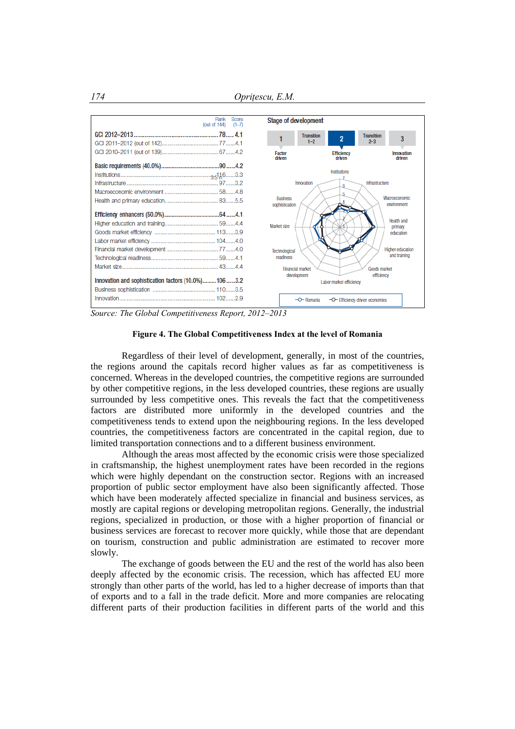| | Rank (out of 144) | Score (1–7) |
|---|---|---|
| **GCI 2012–2013** | **78** | **4.1** |
| GCI 2011–2012 (out of 142) | 77 | 4.1 |
| GCI 2010–2011 (out of 139) | 67 | 4.2 |
| **Basic requirements (40.0%)** | **90** | **4.2** |
| Institutions | 116 | 3.3 |
| Infrastructure | 97 | 3.2 |
| Macroeconomic environment | 58 | 4.8 |
| Health and primary education | 83 | 5.5 |
| **Efficiency enhancers (50.0%)** | **64** | **4.1** |
| Higher education and training | 59 | 4.4 |
| Goods market efficiency | 113 | 3.9 |
| Labor market efficiency | 104 | 4.0 |
| Financial market development | 77 | 4.0 |
| Technological readiness | 59 | 4.1 |
| Market size | 43 | 4.4 |
| **Innovation and sophistication factors (10.0%)** | **106** | **3.2** |
| Business sophistication | 110 | 3.5 |
| Innovation | 102 | 2.9 |

Stage of development: 1 Factor driven – Transition 1–2 – **2 Efficiency driven** – Transition 2–3 – 3 Innovation driven

Romania; Efficiency-driven economies

Source: *The Global Competitiveness Report, 2012–2013*

**Figure 4. The Global Competitiveness Index at the level of Romania**

Regardless of their level of development, generally, in most of the countries, the regions around the capitals record higher values as far as competitiveness is concerned. Whereas in the developed countries, the competitive regions are surrounded by other competitive regions, in the less developed countries, these regions are usually surrounded by less competitive ones. This reveals the fact that the competitiveness factors are distributed more uniformly in the developed countries and the competitiveness tends to extend upon the neighbouring regions. In the less developed countries, the competitiveness factors are concentrated in the capital region, due to limited transportation connections and to a different business environment.

Although the areas most affected by the economic crisis were those specialized in craftsmanship, the highest unemployment rates have been recorded in the regions which were highly dependant on the construction sector. Regions with an increased proportion of public sector employment have also been significantly affected. Those which have been moderately affected specialize in financial and business services, as mostly are capital regions or developing metropolitan regions. Generally, the industrial regions, specialized in production, or those with a higher proportion of financial or business services are forecast to recover more quickly, while those that are dependant on tourism, construction and public administration are estimated to recover more slowly.

The exchange of goods between the EU and the rest of the world has also been deeply affected by the economic crisis. The recession, which has affected EU more strongly than other parts of the world, has led to a higher decrease of imports than that of exports and to a fall in the trade deficit. More and more companies are relocating different parts of their production facilities in different parts of the world and this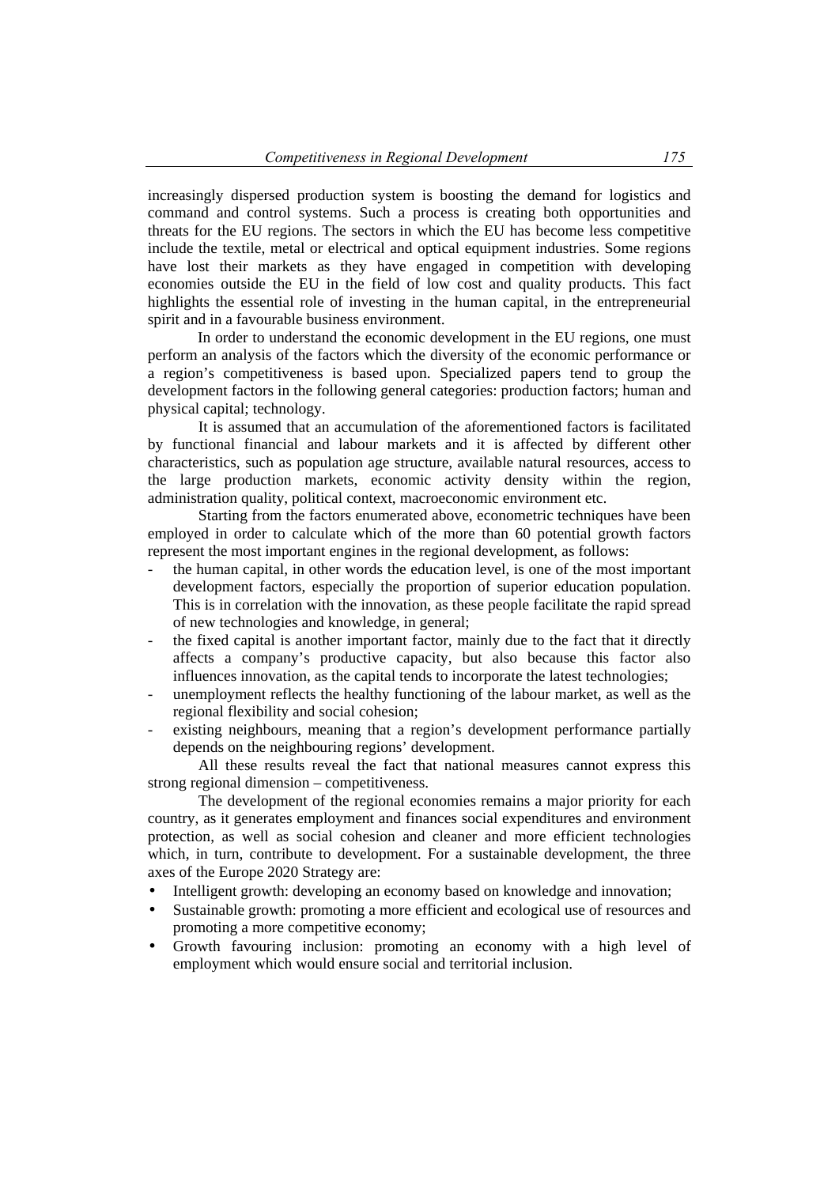increasingly dispersed production system is boosting the demand for logistics and command and control systems. Such a process is creating both opportunities and threats for the EU regions. The sectors in which the EU has become less competitive include the textile, metal or electrical and optical equipment industries. Some regions have lost their markets as they have engaged in competition with developing economies outside the EU in the field of low cost and quality products. This fact highlights the essential role of investing in the human capital, in the entrepreneurial spirit and in a favourable business environment.

In order to understand the economic development in the EU regions, one must perform an analysis of the factors which the diversity of the economic performance or a region's competitiveness is based upon. Specialized papers tend to group the development factors in the following general categories: production factors; human and physical capital; technology.

It is assumed that an accumulation of the aforementioned factors is facilitated by functional financial and labour markets and it is affected by different other characteristics, such as population age structure, available natural resources, access to the large production markets, economic activity density within the region, administration quality, political context, macroeconomic environment etc.

Starting from the factors enumerated above, econometric techniques have been employed in order to calculate which of the more than 60 potential growth factors represent the most important engines in the regional development, as follows:

- the human capital, in other words the education level, is one of the most important development factors, especially the proportion of superior education population. This is in correlation with the innovation, as these people facilitate the rapid spread of new technologies and knowledge, in general;
- the fixed capital is another important factor, mainly due to the fact that it directly affects a company's productive capacity, but also because this factor also influences innovation, as the capital tends to incorporate the latest technologies;
- unemployment reflects the healthy functioning of the labour market, as well as the regional flexibility and social cohesion;
- existing neighbours, meaning that a region's development performance partially depends on the neighbouring regions' development.

All these results reveal the fact that national measures cannot express this strong regional dimension – competitiveness.

The development of the regional economies remains a major priority for each country, as it generates employment and finances social expenditures and environment protection, as well as social cohesion and cleaner and more efficient technologies which, in turn, contribute to development. For a sustainable development, the three axes of the Europe 2020 Strategy are:

- Intelligent growth: developing an economy based on knowledge and innovation;
- Sustainable growth: promoting a more efficient and ecological use of resources and promoting a more competitive economy;
- Growth favouring inclusion: promoting an economy with a high level of employment which would ensure social and territorial inclusion.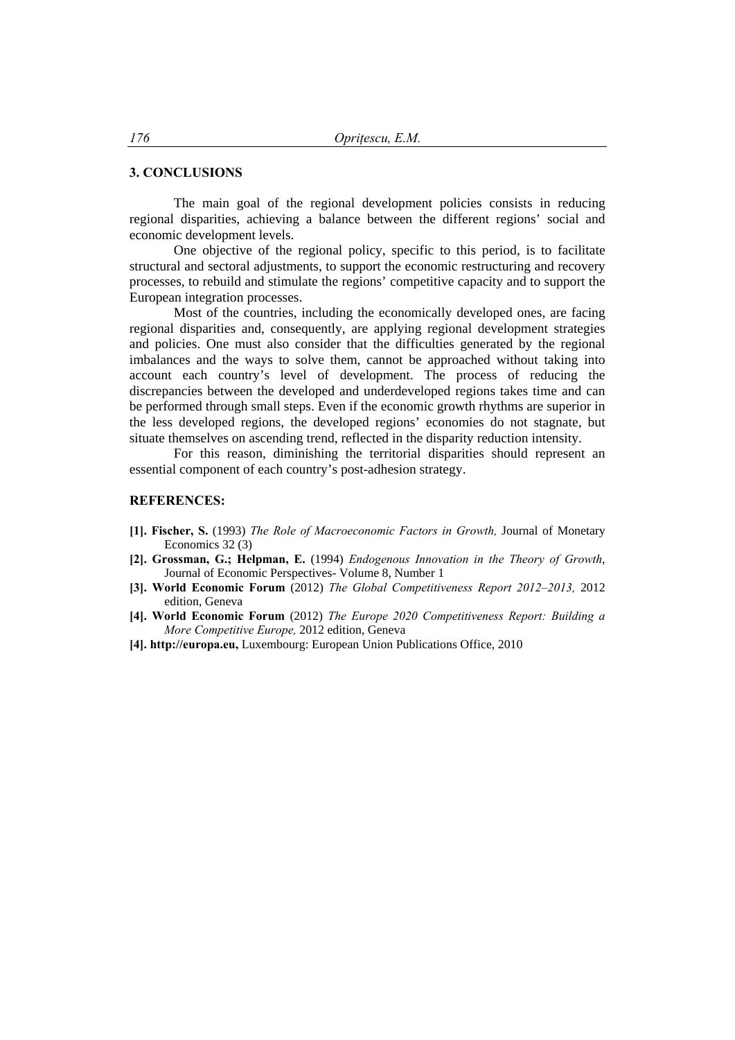## 3. CONCLUSIONS

The main goal of the regional development policies consists in reducing regional disparities, achieving a balance between the different regions' social and economic development levels.

One objective of the regional policy, specific to this period, is to facilitate structural and sectoral adjustments, to support the economic restructuring and recovery processes, to rebuild and stimulate the regions' competitive capacity and to support the European integration processes.

Most of the countries, including the economically developed ones, are facing regional disparities and, consequently, are applying regional development strategies and policies. One must also consider that the difficulties generated by the regional imbalances and the ways to solve them, cannot be approached without taking into account each country's level of development. The process of reducing the discrepancies between the developed and underdeveloped regions takes time and can be performed through small steps. Even if the economic growth rhythms are superior in the less developed regions, the developed regions' economies do not stagnate, but situate themselves on ascending trend, reflected in the disparity reduction intensity.

For this reason, diminishing the territorial disparities should represent an essential component of each country's post-adhesion strategy.

## REFERENCES:

**[1]. Fischer, S.** (1993) *The Role of Macroeconomic Factors in Growth,* Journal of Monetary Economics 32 (3)

**[2]. Grossman, G.; Helpman, E.** (1994) *Endogenous Innovation in the Theory of Growth*, Journal of Economic Perspectives- Volume 8, Number 1

**[3]. World Economic Forum** (2012) *The Global Competitiveness Report 2012–2013,* 2012 edition, Geneva

**[4]. World Economic Forum** (2012) *The Europe 2020 Competitiveness Report: Building a More Competitive Europe,* 2012 edition, Geneva

**[4]. http://europa.eu,** Luxembourg: European Union Publications Office, 2010